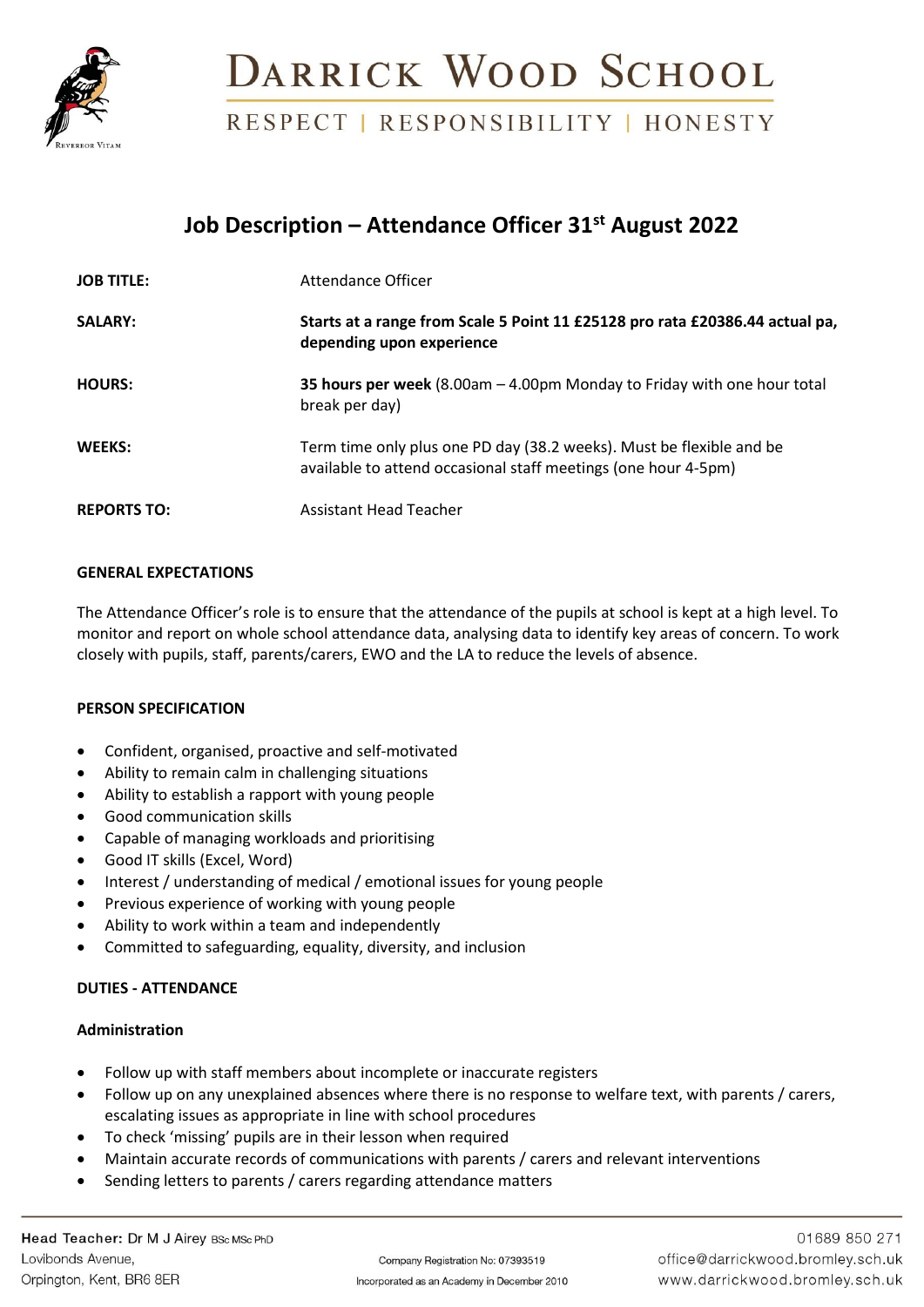# Darrick Wood School

RESPECT | RESPONSIBILITY | HONESTY

## Job Description – Attendance Officer 31st August 2022

| | |
|---|---|
| **JOB TITLE:** | Attendance Officer |
| **SALARY:** | **Starts at a range from Scale 5 Point 11 £25128 pro rata £20386.44 actual pa, depending upon experience** |
| **HOURS:** | **35 hours per week** (8.00am – 4.00pm Monday to Friday with one hour total break per day) |
| **WEEKS:** | Term time only plus one PD day (38.2 weeks). Must be flexible and be available to attend occasional staff meetings (one hour 4-5pm) |
| **REPORTS TO:** | Assistant Head Teacher |

### GENERAL EXPECTATIONS

The Attendance Officer's role is to ensure that the attendance of the pupils at school is kept at a high level. To monitor and report on whole school attendance data, analysing data to identify key areas of concern. To work closely with pupils, staff, parents/carers, EWO and the LA to reduce the levels of absence.

### PERSON SPECIFICATION

- Confident, organised, proactive and self-motivated
- Ability to remain calm in challenging situations
- Ability to establish a rapport with young people
- Good communication skills
- Capable of managing workloads and prioritising
- Good IT skills (Excel, Word)
- Interest / understanding of medical / emotional issues for young people
- Previous experience of working with young people
- Ability to work within a team and independently
- Committed to safeguarding, equality, diversity, and inclusion

### DUTIES - ATTENDANCE

#### Administration

- Follow up with staff members about incomplete or inaccurate registers
- Follow up on any unexplained absences where there is no response to welfare text, with parents / carers, escalating issues as appropriate in line with school procedures
- To check 'missing' pupils are in their lesson when required
- Maintain accurate records of communications with parents / carers and relevant interventions
- Sending letters to parents / carers regarding attendance matters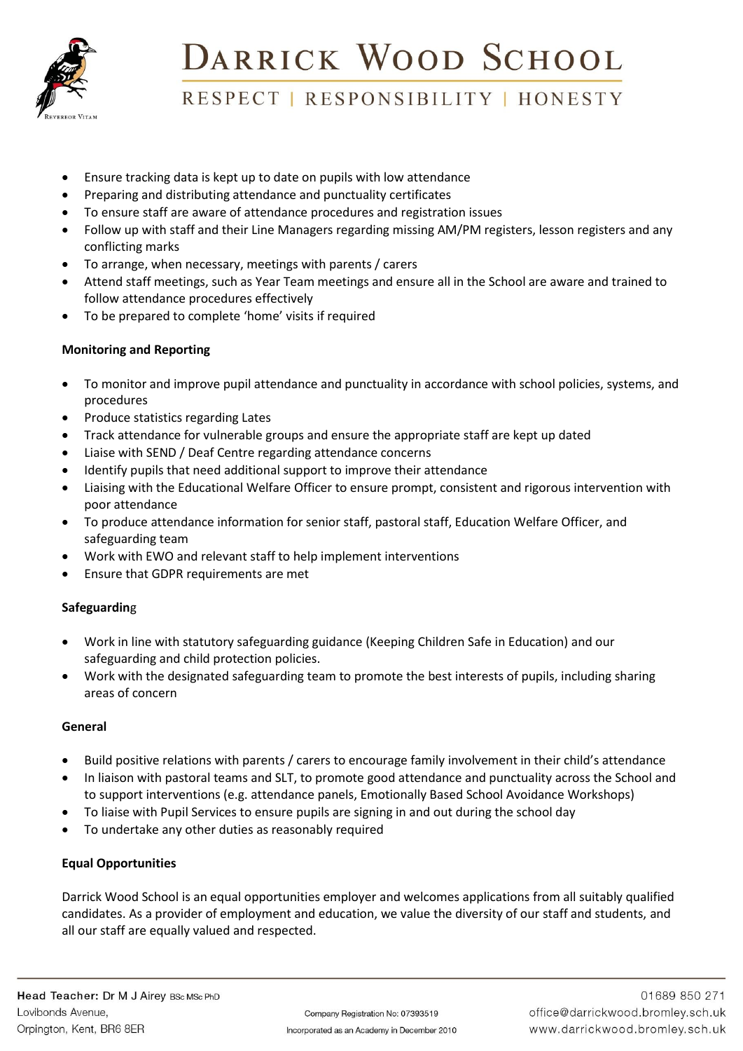- Ensure tracking data is kept up to date on pupils with low attendance
- Preparing and distributing attendance and punctuality certificates
- To ensure staff are aware of attendance procedures and registration issues
- Follow up with staff and their Line Managers regarding missing AM/PM registers, lesson registers and any conflicting marks
- To arrange, when necessary, meetings with parents / carers
- Attend staff meetings, such as Year Team meetings and ensure all in the School are aware and trained to follow attendance procedures effectively
- To be prepared to complete 'home' visits if required

**Monitoring and Reporting**

- To monitor and improve pupil attendance and punctuality in accordance with school policies, systems, and procedures
- Produce statistics regarding Lates
- Track attendance for vulnerable groups and ensure the appropriate staff are kept up dated
- Liaise with SEND / Deaf Centre regarding attendance concerns
- Identify pupils that need additional support to improve their attendance
- Liaising with the Educational Welfare Officer to ensure prompt, consistent and rigorous intervention with poor attendance
- To produce attendance information for senior staff, pastoral staff, Education Welfare Officer, and safeguarding team
- Work with EWO and relevant staff to help implement interventions
- Ensure that GDPR requirements are met

**Safeguarding**

- Work in line with statutory safeguarding guidance (Keeping Children Safe in Education) and our safeguarding and child protection policies.
- Work with the designated safeguarding team to promote the best interests of pupils, including sharing areas of concern

**General**

- Build positive relations with parents / carers to encourage family involvement in their child's attendance
- In liaison with pastoral teams and SLT, to promote good attendance and punctuality across the School and to support interventions (e.g. attendance panels, Emotionally Based School Avoidance Workshops)
- To liaise with Pupil Services to ensure pupils are signing in and out during the school day
- To undertake any other duties as reasonably required

**Equal Opportunities**

Darrick Wood School is an equal opportunities employer and welcomes applications from all suitably qualified candidates. As a provider of employment and education, we value the diversity of our staff and students, and all our staff are equally valued and respected.